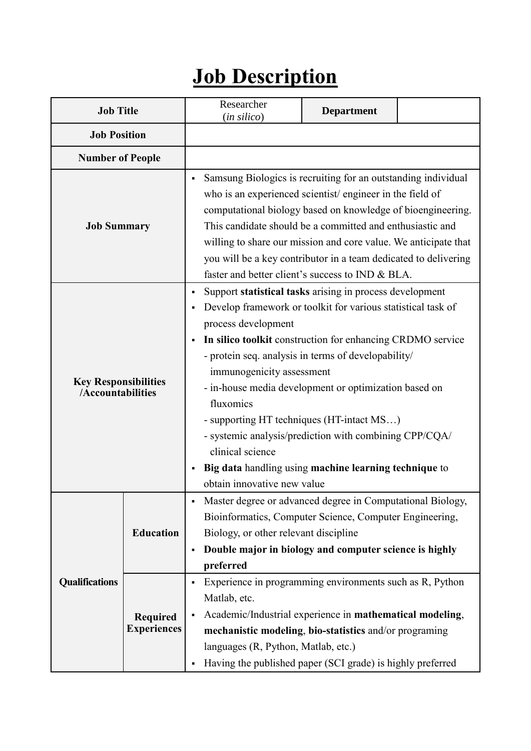# Job Description

| Job Title | | Researcher (*in silico*) | **Department** | |
|---|---|---|---|---|
| **Job Position** | | | | |
| **Number of People** | | | | |
| **Job Summary** | | ▪ Samsung Biologics is recruiting for an outstanding individual who is an experienced scientist/ engineer in the field of computational biology based on knowledge of bioengineering. This candidate should be a committed and enthusiastic and willing to share our mission and core value. We anticipate that you will be a key contributor in a team dedicated to delivering faster and better client's success to IND & BLA. | | |
| **Key Responsibilities /Accountabilities** | | ▪ Support **statistical tasks** arising in process development<br>▪ Develop framework or toolkit for various statistical task of process development<br>▪ **In silico toolkit** construction for enhancing CRDMO service<br>- protein seq. analysis in terms of developability/ immunogenicity assessment<br>- in-house media development or optimization based on fluxomics<br>- supporting HT techniques (HT-intact MS…)<br>- systemic analysis/prediction with combining CPP/CQA/ clinical science<br>▪ **Big data** handling using **machine learning technique** to obtain innovative new value | | |
| **Qualifications** | **Education** | ▪ Master degree or advanced degree in Computational Biology, Bioinformatics, Computer Science, Computer Engineering, Biology, or other relevant discipline<br>▪ **Double major in biology and computer science is highly preferred** | | |
| | **Required Experiences** | ▪ Experience in programming environments such as R, Python Matlab, etc.<br>▪ Academic/Industrial experience in **mathematical modeling**, **mechanistic modeling**, **bio-statistics** and/or programing languages (R, Python, Matlab, etc.)<br>▪ Having the published paper (SCI grade) is highly preferred | | |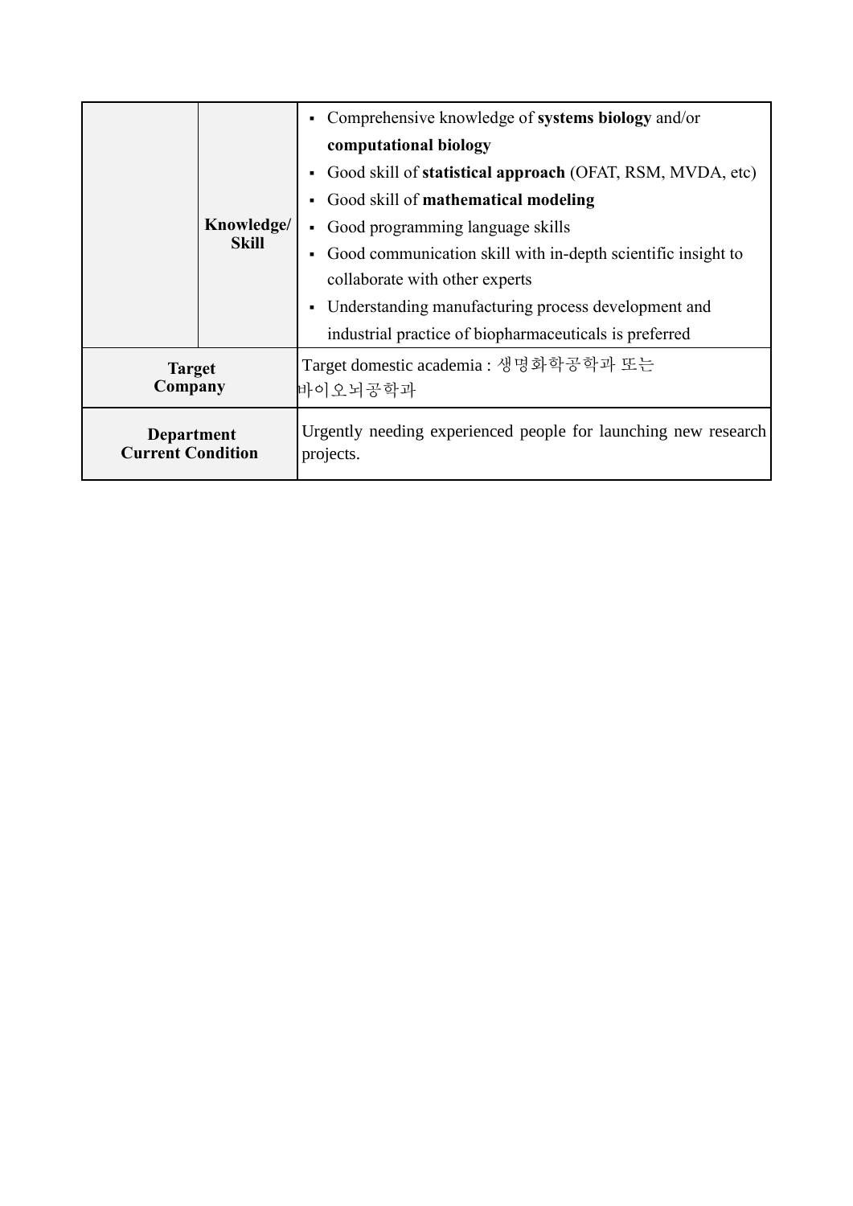| | | |
|---|---|---|
| | **Knowledge/ Skill** | ▪ Comprehensive knowledge of **systems biology** and/or **computational biology**<br>▪ Good skill of **statistical approach** (OFAT, RSM, MVDA, etc)<br>▪ Good skill of **mathematical modeling**<br>▪ Good programming language skills<br>▪ Good communication skill with in-depth scientific insight to collaborate with other experts<br>▪ Understanding manufacturing process development and industrial practice of biopharmaceuticals is preferred |
| **Target Company** | | Target domestic academia : 생명화학공학과 또는 바이오뇌공학과 |
| **Department Current Condition** | | Urgently needing experienced people for launching new research projects. |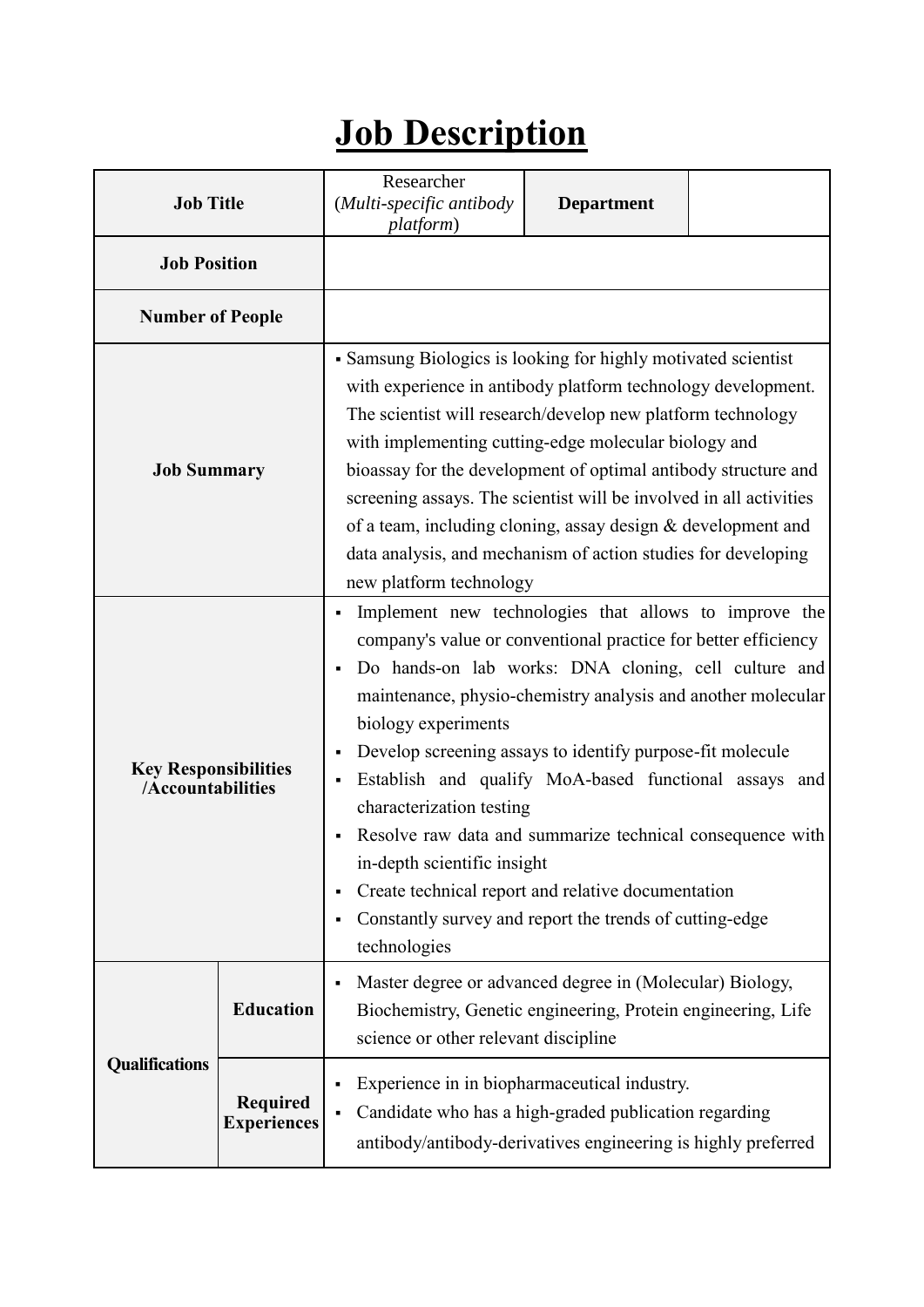# Job Description

| Job Title | | Researcher (*Multi-specific antibody platform*) | Department | |
|---|---|---|---|---|
| Job Position | | | | |
| Number of People | | | | |
| Job Summary | | ▪ Samsung Biologics is looking for highly motivated scientist with experience in antibody platform technology development. The scientist will research/develop new platform technology with implementing cutting-edge molecular biology and bioassay for the development of optimal antibody structure and screening assays. The scientist will be involved in all activities of a team, including cloning, assay design & development and data analysis, and mechanism of action studies for developing new platform technology | | |
| Key Responsibilities /Accountabilities | | ▪ Implement new technologies that allows to improve the company's value or conventional practice for better efficiency<br>▪ Do hands-on lab works: DNA cloning, cell culture and maintenance, physio-chemistry analysis and another molecular biology experiments<br>▪ Develop screening assays to identify purpose-fit molecule<br>▪ Establish and qualify MoA-based functional assays and characterization testing<br>▪ Resolve raw data and summarize technical consequence with in-depth scientific insight<br>▪ Create technical report and relative documentation<br>▪ Constantly survey and report the trends of cutting-edge technologies | | |
| Qualifications | Education | ▪ Master degree or advanced degree in (Molecular) Biology, Biochemistry, Genetic engineering, Protein engineering, Life science or other relevant discipline | | |
| | Required Experiences | ▪ Experience in in biopharmaceutical industry.<br>▪ Candidate who has a high-graded publication regarding antibody/antibody-derivatives engineering is highly preferred | | |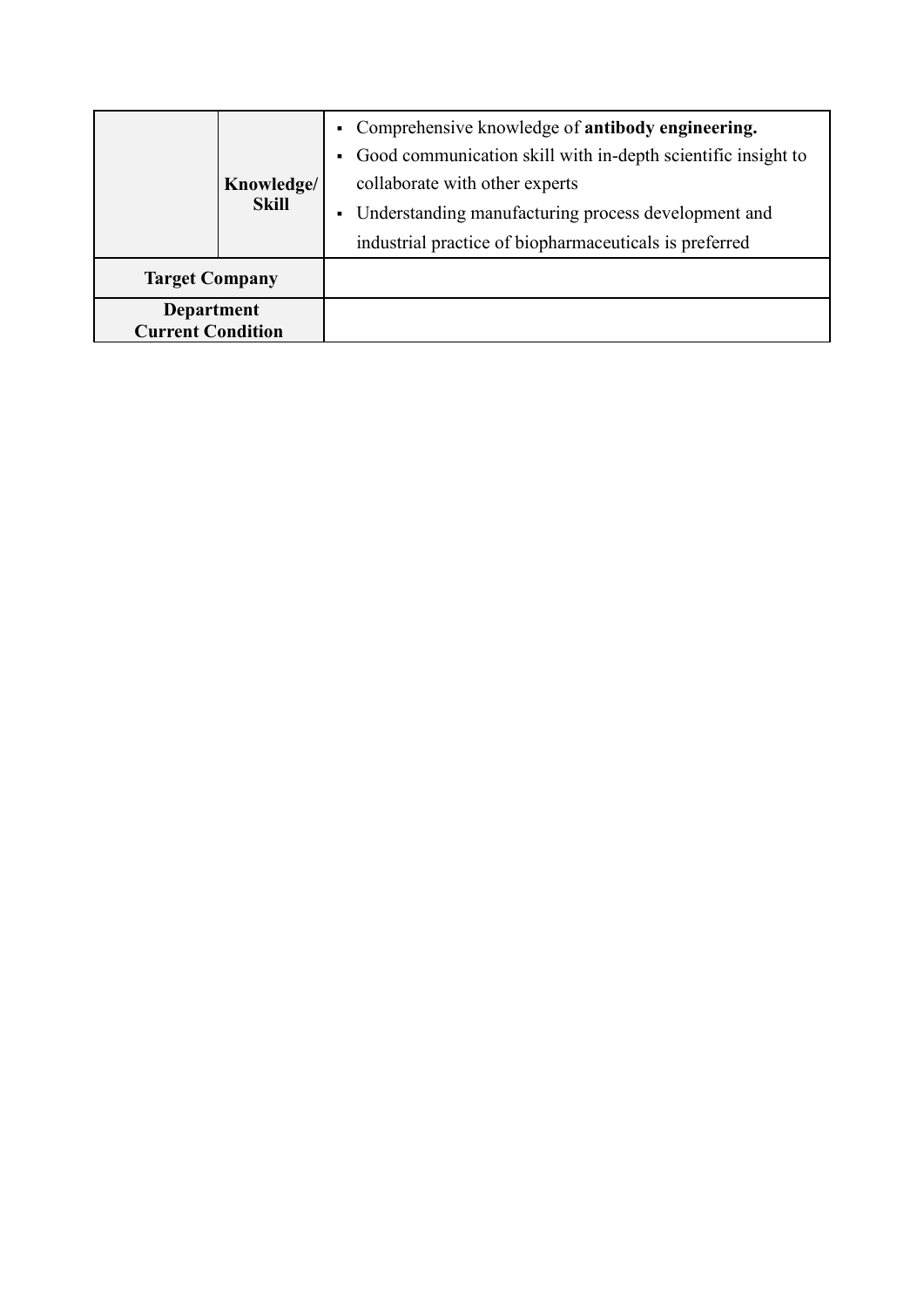| | | |
|---|---|---|
| | **Knowledge/ Skill** | ▪ Comprehensive knowledge of **antibody engineering.**<br>▪ Good communication skill with in-depth scientific insight to collaborate with other experts<br>▪ Understanding manufacturing process development and industrial practice of biopharmaceuticals is preferred |
| **Target Company** | | |
| **Department Current Condition** | | |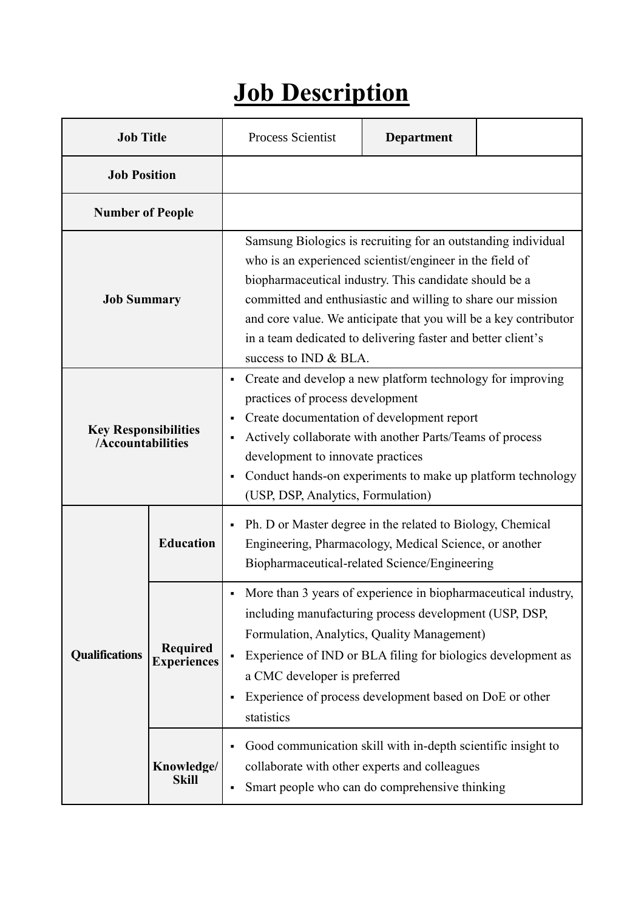# Job Description

| Job Title | | Process Scientist | Department | |
|---|---|---|---|---|
| Job Position | | | | |
| Number of People | | | | |
| Job Summary | | Samsung Biologics is recruiting for an outstanding individual who is an experienced scientist/engineer in the field of biopharmaceutical industry. This candidate should be a committed and enthusiastic and willing to share our mission and core value. We anticipate that you will be a key contributor in a team dedicated to delivering faster and better client's success to IND & BLA. | | |
| Key Responsibilities /Accountabilities | | ▪ Create and develop a new platform technology for improving practices of process development<br>▪ Create documentation of development report<br>▪ Actively collaborate with another Parts/Teams of process development to innovate practices<br>▪ Conduct hands-on experiments to make up platform technology (USP, DSP, Analytics, Formulation) | | |
| Qualifications | Education | ▪ Ph. D or Master degree in the related to Biology, Chemical Engineering, Pharmacology, Medical Science, or another Biopharmaceutical-related Science/Engineering | | |
| | Required Experiences | ▪ More than 3 years of experience in biopharmaceutical industry, including manufacturing process development (USP, DSP, Formulation, Analytics, Quality Management)<br>▪ Experience of IND or BLA filing for biologics development as a CMC developer is preferred<br>▪ Experience of process development based on DoE or other statistics | | |
| | Knowledge/ Skill | ▪ Good communication skill with in-depth scientific insight to collaborate with other experts and colleagues<br>▪ Smart people who can do comprehensive thinking | | |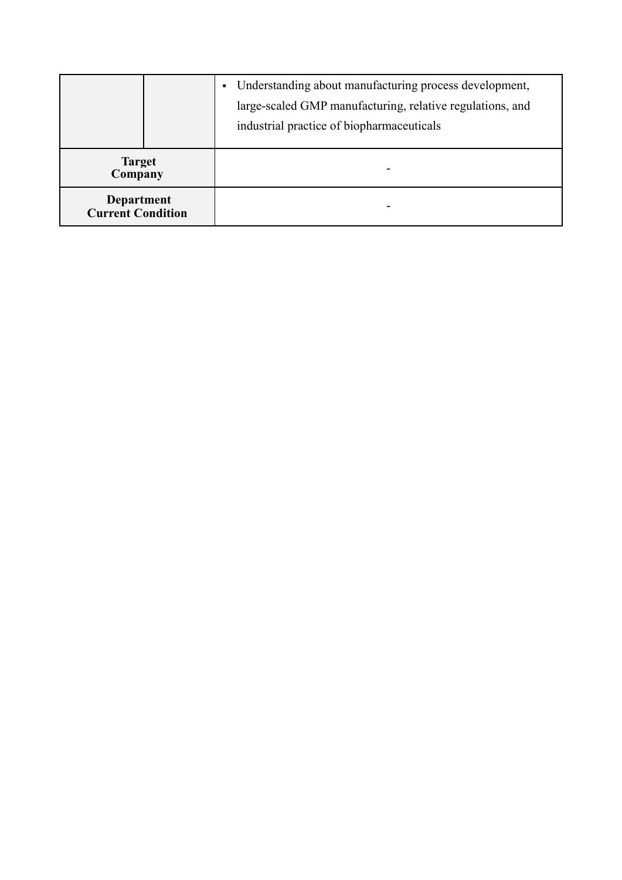| | | |
|---|---|---|
| | | ▪ Understanding about manufacturing process development, large-scaled GMP manufacturing, relative regulations, and industrial practice of biopharmaceuticals |
| **Target Company** | | - |
| **Department Current Condition** | | - |